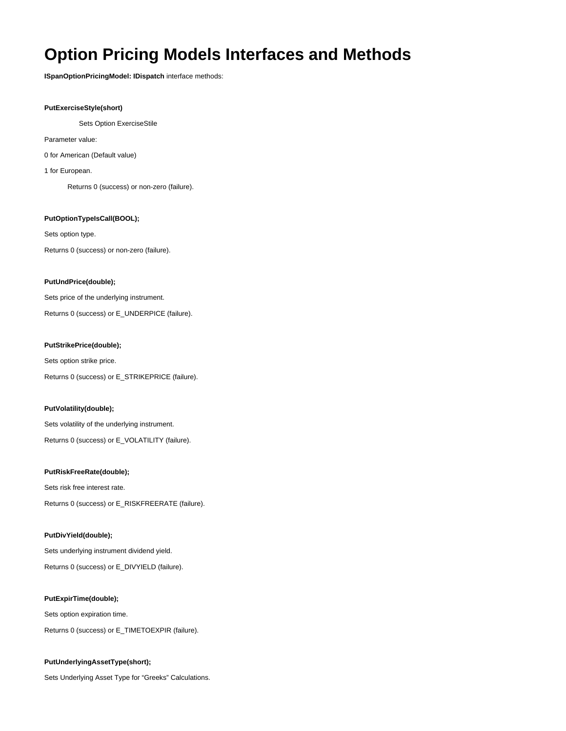# Option Pricing Models Interfaces and Methods

**ISpanOptionPricingModel: IDispatch** interface methods:

**PutExerciseStyle(short)**

Sets Option ExerciseStile

Parameter value:

0 for American (Default value)

1 for European.

Returns 0 (success) or non-zero (failure).

**PutOptionTypeIsCall(BOOL);**

Sets option type.

Returns 0 (success) or non-zero (failure).

**PutUndPrice(double);**

Sets price of the underlying instrument.

Returns 0 (success) or E_UNDERPICE (failure).

**PutStrikePrice(double);**

Sets option strike price.

Returns 0 (success) or E_STRIKEPRICE (failure).

**PutVolatility(double);**

Sets volatility of the underlying instrument.

Returns 0 (success) or E_VOLATILITY (failure).

**PutRiskFreeRate(double);**

Sets risk free interest rate.

Returns 0 (success) or E_RISKFREERATE (failure).

**PutDivYield(double);**

Sets underlying instrument dividend yield.

Returns 0 (success) or E_DIVYIELD (failure).

**PutExpirTime(double);**

Sets option expiration time.

Returns 0 (success) or E_TIMETOEXPIR (failure).

**PutUnderlyingAssetType(short);**

Sets Underlying Asset Type for “Greeks” Calculations.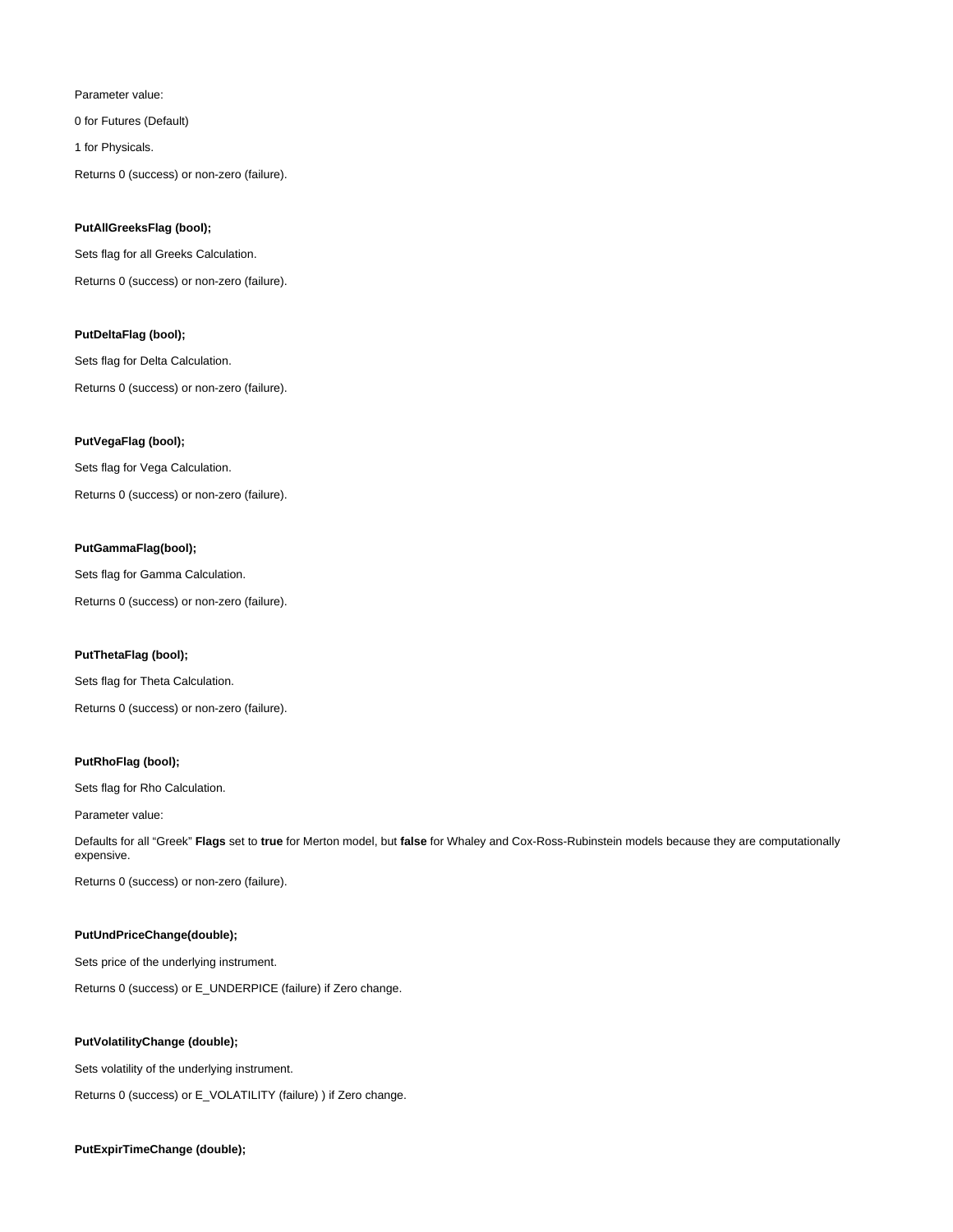Parameter value:

0 for Futures (Default)

1 for Physicals.

Returns 0 (success) or non-zero (failure).

**PutAllGreeksFlag (bool);**

Sets flag for all Greeks Calculation.

Returns 0 (success) or non-zero (failure).

**PutDeltaFlag (bool);**

Sets flag for Delta Calculation.

Returns 0 (success) or non-zero (failure).

**PutVegaFlag (bool);**

Sets flag for Vega Calculation.

Returns 0 (success) or non-zero (failure).

**PutGammaFlag(bool);**

Sets flag for Gamma Calculation.

Returns 0 (success) or non-zero (failure).

**PutThetaFlag (bool);**

Sets flag for Theta Calculation.

Returns 0 (success) or non-zero (failure).

**PutRhoFlag (bool);**

Sets flag for Rho Calculation.

Parameter value:

Defaults for all "Greek" **Flags** set to **true** for Merton model, but **false** for Whaley and Cox-Ross-Rubinstein models because they are computationally expensive.

Returns 0 (success) or non-zero (failure).

**PutUndPriceChange(double);**

Sets price of the underlying instrument.

Returns 0 (success) or E_UNDERPICE (failure) if Zero change.

**PutVolatilityChange (double);**

Sets volatility of the underlying instrument.

Returns 0 (success) or E_VOLATILITY (failure) ) if Zero change.

**PutExpirTimeChange (double);**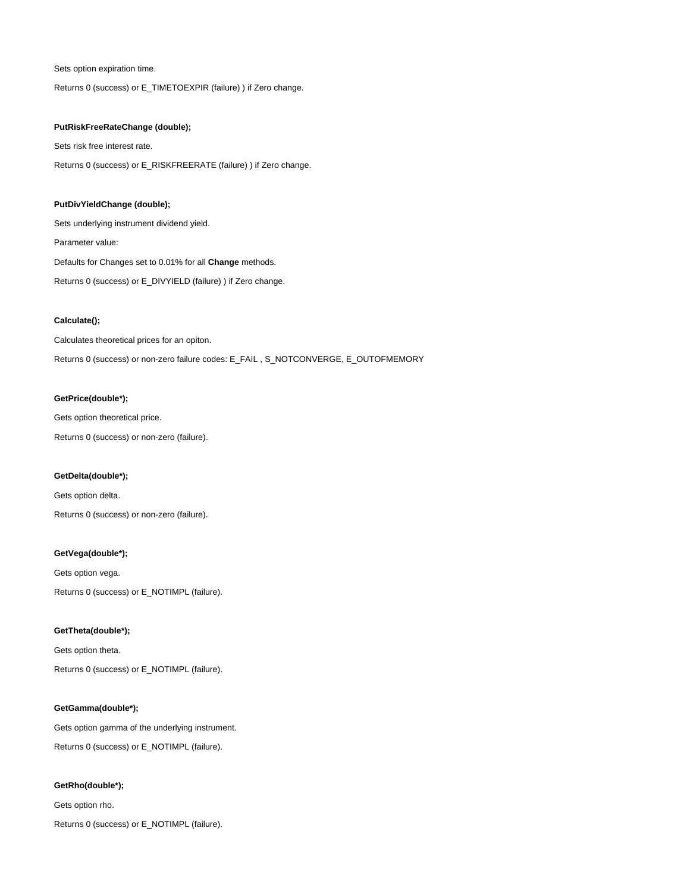Sets option expiration time.

Returns 0 (success) or E_TIMETOEXPIR (failure) ) if Zero change.

**PutRiskFreeRateChange (double);**

Sets risk free interest rate.

Returns 0 (success) or E_RISKFREERATE (failure) ) if Zero change.

**PutDivYieldChange (double);**

Sets underlying instrument dividend yield.

Parameter value:

Defaults for Changes set to 0.01% for all **Change** methods.

Returns 0 (success) or E_DIVYIELD (failure) ) if Zero change.

**Calculate();**

Calculates theoretical prices for an opiton.

Returns 0 (success) or non-zero failure codes: E_FAIL , S_NOTCONVERGE, E_OUTOFMEMORY

**GetPrice(double*);**

Gets option theoretical price.

Returns 0 (success) or non-zero (failure).

**GetDelta(double*);**

Gets option delta.

Returns 0 (success) or non-zero (failure).

**GetVega(double*);**

Gets option vega.

Returns 0 (success) or E_NOTIMPL (failure).

**GetTheta(double*);**

Gets option theta.

Returns 0 (success) or E_NOTIMPL (failure).

**GetGamma(double*);**

Gets option gamma of the underlying instrument.

Returns 0 (success) or E_NOTIMPL (failure).

**GetRho(double*);**

Gets option rho.

Returns 0 (success) or E_NOTIMPL (failure).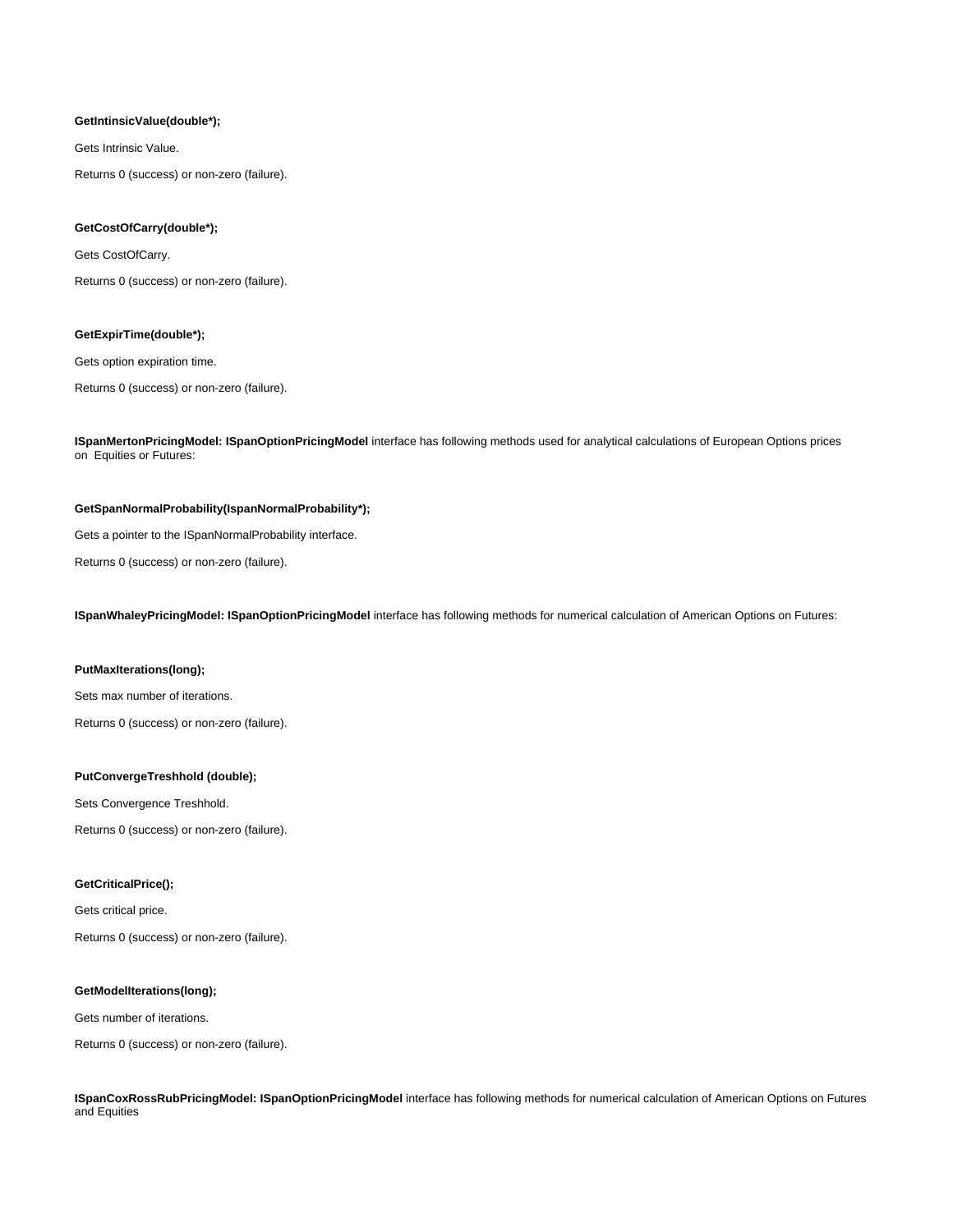**GetIntinsicValue(double*);**

Gets Intrinsic Value.

Returns 0 (success) or non-zero (failure).

**GetCostOfCarry(double*);**

Gets CostOfCarry.

Returns 0 (success) or non-zero (failure).

**GetExpirTime(double*);**

Gets option expiration time.

Returns 0 (success) or non-zero (failure).

**ISpanMertonPricingModel: ISpanOptionPricingModel** interface has following methods used for analytical calculations of European Options prices on Equities or Futures:

**GetSpanNormalProbability(IspanNormalProbability*);**

Gets a pointer to the ISpanNormalProbability interface.

Returns 0 (success) or non-zero (failure).

**ISpanWhaleyPricingModel: ISpanOptionPricingModel** interface has following methods for numerical calculation of American Options on Futures:

**PutMaxIterations(long);**

Sets max number of iterations.

Returns 0 (success) or non-zero (failure).

**PutConvergeTreshhold (double);**

Sets Convergence Treshhold.

Returns 0 (success) or non-zero (failure).

**GetCriticalPrice();**

Gets critical price.

Returns 0 (success) or non-zero (failure).

**GetModelIterations(long);**

Gets number of iterations.

Returns 0 (success) or non-zero (failure).

**ISpanCoxRossRubPricingModel: ISpanOptionPricingModel** interface has following methods for numerical calculation of American Options on Futures and Equities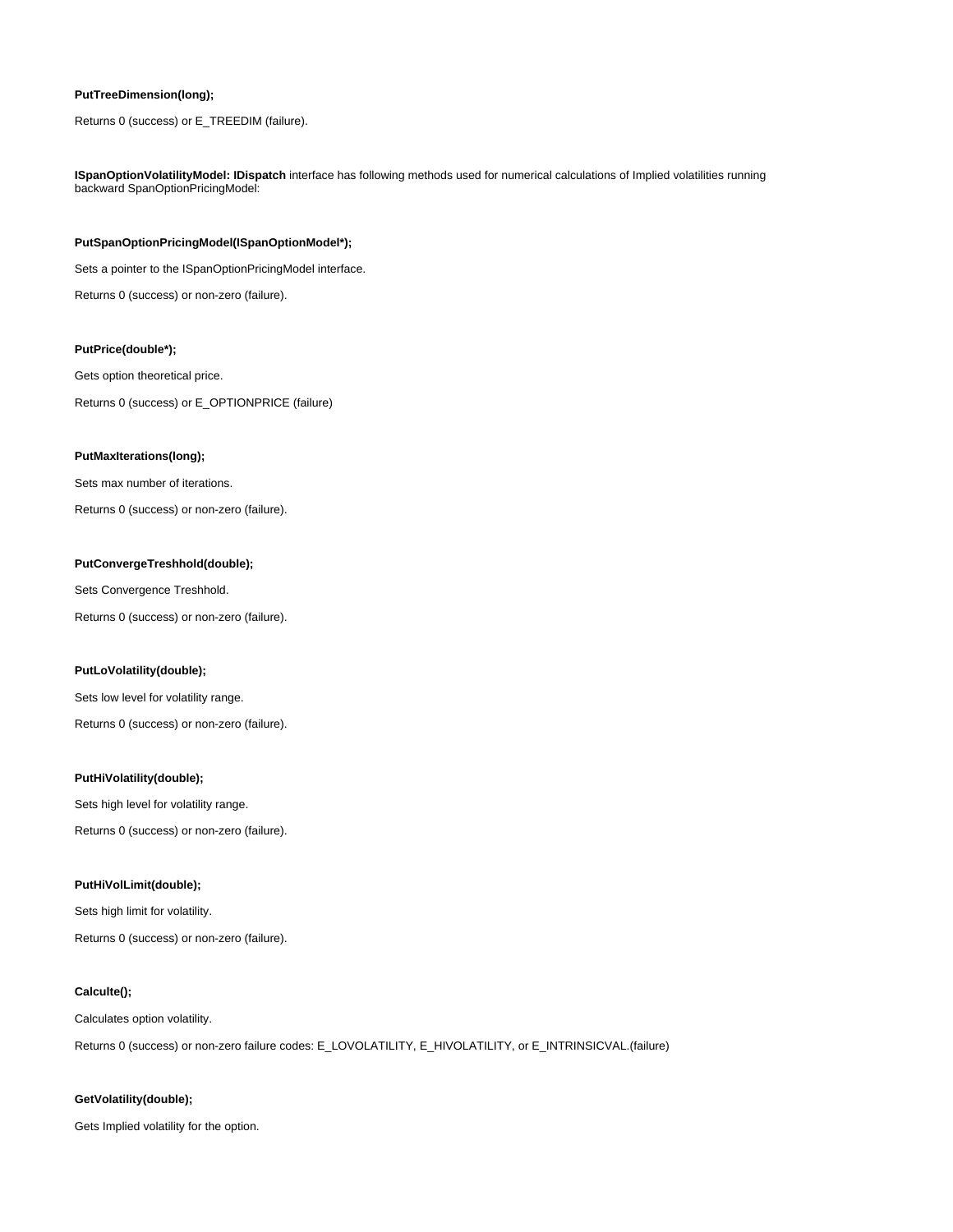**PutTreeDimension(long);**

Returns 0 (success) or E_TREEDIM (failure).

**ISpanOptionVolatilityModel: IDispatch** interface has following methods used for numerical calculations of Implied volatilities running backward SpanOptionPricingModel:

**PutSpanOptionPricingModel(ISpanOptionModel*);**

Sets a pointer to the ISpanOptionPricingModel interface.

Returns 0 (success) or non-zero (failure).

**PutPrice(double*);**

Gets option theoretical price.

Returns 0 (success) or E_OPTIONPRICE (failure)

**PutMaxIterations(long);**

Sets max number of iterations.

Returns 0 (success) or non-zero (failure).

**PutConvergeTreshhold(double);**

Sets Convergence Treshhold.

Returns 0 (success) or non-zero (failure).

**PutLoVolatility(double);**

Sets low level for volatility range.

Returns 0 (success) or non-zero (failure).

**PutHiVolatility(double);**

Sets high level for volatility range.

Returns 0 (success) or non-zero (failure).

**PutHiVolLimit(double);**

Sets high limit for volatility.

Returns 0 (success) or non-zero (failure).

**Calculte();**

Calculates option volatility.

Returns 0 (success) or non-zero failure codes: E_LOVOLATILITY, E_HIVOLATILITY, or E_INTRINSICVAL.(failure)

**GetVolatility(double);**

Gets Implied volatility for the option.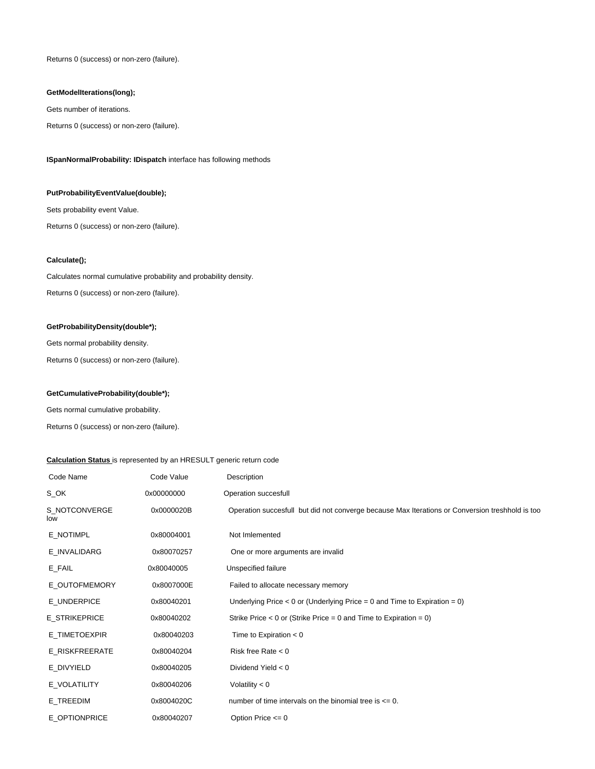Returns 0 (success) or non-zero (failure).

**GetModelIterations(long);**

Gets number of iterations.

Returns 0 (success) or non-zero (failure).

**ISpanNormalProbability: IDispatch** interface has following methods

**PutProbabilityEventValue(double);**

Sets probability event Value.

Returns 0 (success) or non-zero (failure).

**Calculate();**

Calculates normal cumulative probability and probability density.

Returns 0 (success) or non-zero (failure).

**GetProbabilityDensity(double*);**

Gets normal probability density.

Returns 0 (success) or non-zero (failure).

**GetCumulativeProbability(double*);**

Gets normal cumulative probability.

Returns 0 (success) or non-zero (failure).

**Calculation Status** is represented by an HRESULT generic return code

| Code Name | Code Value | Description |
|---|---|---|
| S_OK | 0x00000000 | Operation succesfull |
| S_NOTCONVERGE | 0x0000020B | Operation succesfull but did not converge because Max Iterations or Conversion treshhold is too low |
| E_NOTIMPL | 0x80004001 | Not Imlemented |
| E_INVALIDARG | 0x80070257 | One or more arguments are invalid |
| E_FAIL | 0x80040005 | Unspecified failure |
| E_OUTOFMEMORY | 0x8007000E | Failed to allocate necessary memory |
| E_UNDERPICE | 0x80040201 | Underlying Price < 0 or (Underlying Price = 0 and Time to Expiration = 0) |
| E_STRIKEPRICE | 0x80040202 | Strike Price < 0 or (Strike Price = 0 and Time to Expiration = 0) |
| E_TIMETOEXPIR | 0x80040203 | Time to Expiration < 0 |
| E_RISKFREERATE | 0x80040204 | Risk free Rate < 0 |
| E_DIVYIELD | 0x80040205 | Dividend Yield < 0 |
| E_VOLATILITY | 0x80040206 | Volatility < 0 |
| E_TREEDIM | 0x8004020C | number of time intervals on the binomial tree is <= 0. |
| E_OPTIONPRICE | 0x80040207 | Option Price <= 0 |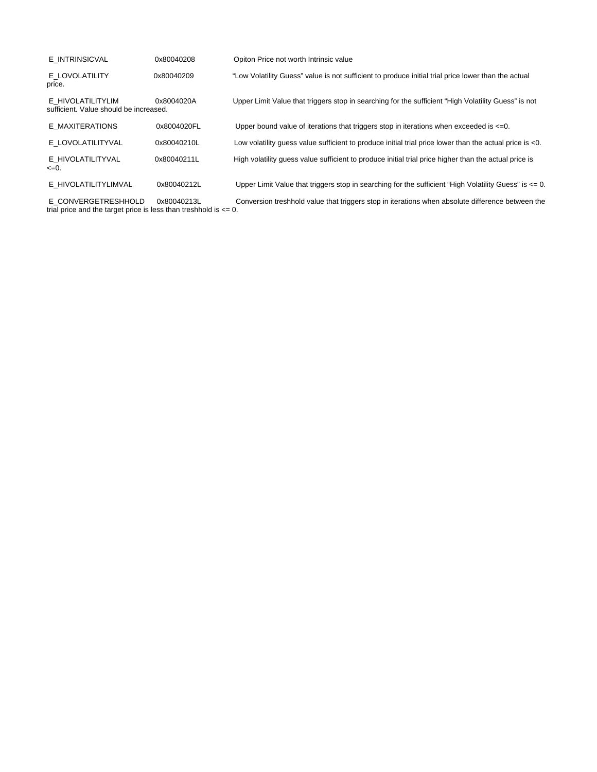| | | |
|---|---|---|
| E_INTRINSICVAL | 0x80040208 | Opiton Price not worth Intrinsic value |
| E_LOVOLATILITY | 0x80040209 | "Low Volatility Guess" value is not sufficient to produce initial trial price lower than the actual price. |
| E_HIVOLATILITYLIM | 0x8004020A | Upper Limit Value that triggers stop in searching for the sufficient "High Volatility Guess" is not sufficient. Value should be increased. |
| E_MAXITERATIONS | 0x8004020FL | Upper bound value of iterations that triggers stop in iterations when exceeded is <=0. |
| E_LOVOLATILITYVAL | 0x80040210L | Low volatility guess value sufficient to produce initial trial price lower than the actual price is <0. |
| E_HIVOLATILITYVAL | 0x80040211L | High volatility guess value sufficient to produce initial trial price higher than the actual price is <=0. |
| E_HIVOLATILITYLIMVAL | 0x80040212L | Upper Limit Value that triggers stop in searching for the sufficient "High Volatility Guess" is <= 0. |
| E_CONVERGETRESHHOLD | 0x80040213L | Conversion treshhold value that triggers stop in iterations when absolute difference between the trial price and the target price is less than treshhold is <= 0. |